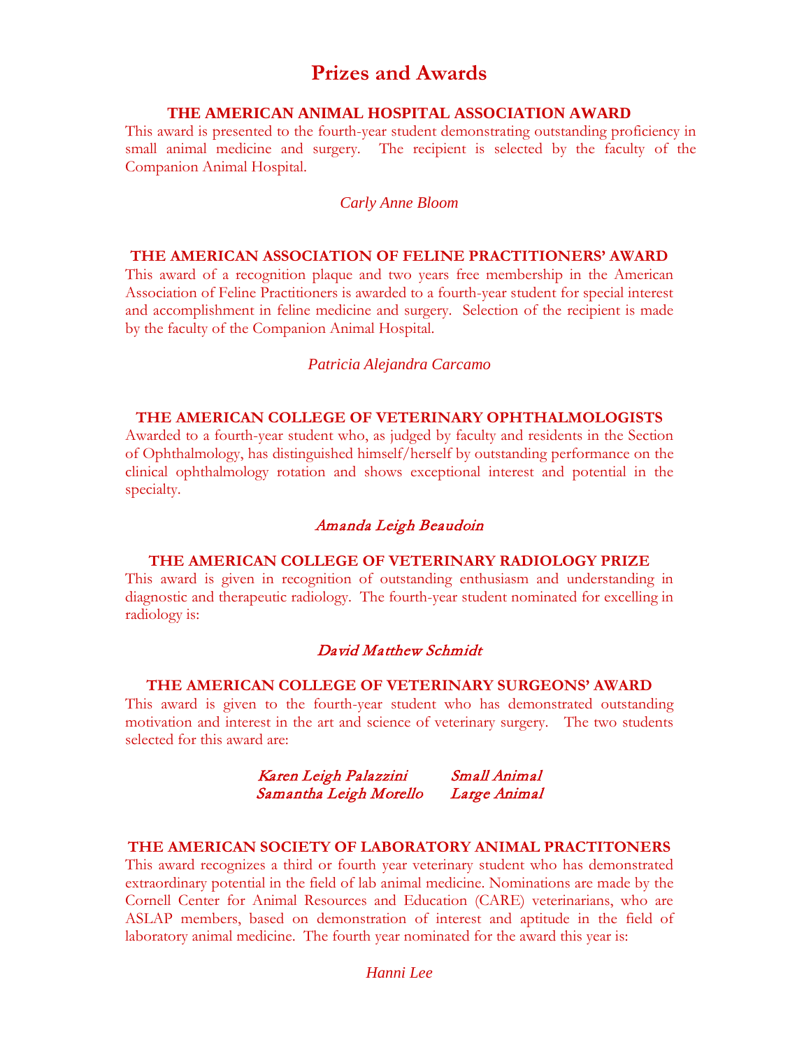# Prizes and Awards

## THE AMERICAN ANIMAL HOSPITAL ASSOCIATION AWARD

This award is presented to the fourth-year student demonstrating outstanding proficiency in small animal medicine and surgery. The recipient is selected by the faculty of the Companion Animal Hospital.

*Carly Anne Bloom*

## THE AMERICAN ASSOCIATION OF FELINE PRACTITIONERS' AWARD

This award of a recognition plaque and two years free membership in the American Association of Feline Practitioners is awarded to a fourth-year student for special interest and accomplishment in feline medicine and surgery. Selection of the recipient is made by the faculty of the Companion Animal Hospital.

*Patricia Alejandra Carcamo*

## THE AMERICAN COLLEGE OF VETERINARY OPHTHALMOLOGISTS

Awarded to a fourth-year student who, as judged by faculty and residents in the Section of Ophthalmology, has distinguished himself/herself by outstanding performance on the clinical ophthalmology rotation and shows exceptional interest and potential in the specialty.

*Amanda Leigh Beaudoin*

## THE AMERICAN COLLEGE OF VETERINARY RADIOLOGY PRIZE

This award is given in recognition of outstanding enthusiasm and understanding in diagnostic and therapeutic radiology. The fourth-year student nominated for excelling in radiology is:

*David Matthew Schmidt*

## THE AMERICAN COLLEGE OF VETERINARY SURGEONS' AWARD

This award is given to the fourth-year student who has demonstrated outstanding motivation and interest in the art and science of veterinary surgery. The two students selected for this award are:

*Karen Leigh Palazzini* — *Small Animal*
*Samantha Leigh Morello* — *Large Animal*

## THE AMERICAN SOCIETY OF LABORATORY ANIMAL PRACTITONERS

This award recognizes a third or fourth year veterinary student who has demonstrated extraordinary potential in the field of lab animal medicine. Nominations are made by the Cornell Center for Animal Resources and Education (CARE) veterinarians, who are ASLAP members, based on demonstration of interest and aptitude in the field of laboratory animal medicine. The fourth year nominated for the award this year is:

*Hanni Lee*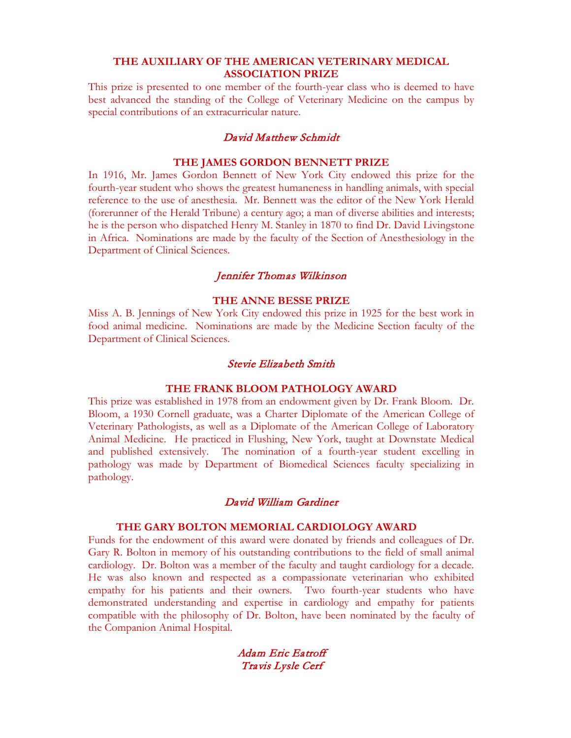## THE AUXILIARY OF THE AMERICAN VETERINARY MEDICAL ASSOCIATION PRIZE

This prize is presented to one member of the fourth-year class who is deemed to have best advanced the standing of the College of Veterinary Medicine on the campus by special contributions of an extracurricular nature.

*David Matthew Schmidt*

## THE JAMES GORDON BENNETT PRIZE

In 1916, Mr. James Gordon Bennett of New York City endowed this prize for the fourth-year student who shows the greatest humaneness in handling animals, with special reference to the use of anesthesia. Mr. Bennett was the editor of the New York Herald (forerunner of the Herald Tribune) a century ago; a man of diverse abilities and interests; he is the person who dispatched Henry M. Stanley in 1870 to find Dr. David Livingstone in Africa. Nominations are made by the faculty of the Section of Anesthesiology in the Department of Clinical Sciences.

*Jennifer Thomas Wilkinson*

## THE ANNE BESSE PRIZE

Miss A. B. Jennings of New York City endowed this prize in 1925 for the best work in food animal medicine. Nominations are made by the Medicine Section faculty of the Department of Clinical Sciences.

*Stevie Elizabeth Smith*

## THE FRANK BLOOM PATHOLOGY AWARD

This prize was established in 1978 from an endowment given by Dr. Frank Bloom. Dr. Bloom, a 1930 Cornell graduate, was a Charter Diplomate of the American College of Veterinary Pathologists, as well as a Diplomate of the American College of Laboratory Animal Medicine. He practiced in Flushing, New York, taught at Downstate Medical and published extensively. The nomination of a fourth-year student excelling in pathology was made by Department of Biomedical Sciences faculty specializing in pathology.

*David William Gardiner*

## THE GARY BOLTON MEMORIAL CARDIOLOGY AWARD

Funds for the endowment of this award were donated by friends and colleagues of Dr. Gary R. Bolton in memory of his outstanding contributions to the field of small animal cardiology. Dr. Bolton was a member of the faculty and taught cardiology for a decade. He was also known and respected as a compassionate veterinarian who exhibited empathy for his patients and their owners. Two fourth-year students who have demonstrated understanding and expertise in cardiology and empathy for patients compatible with the philosophy of Dr. Bolton, have been nominated by the faculty of the Companion Animal Hospital.

*Adam Eric Eatroff*
*Travis Lysle Cerf*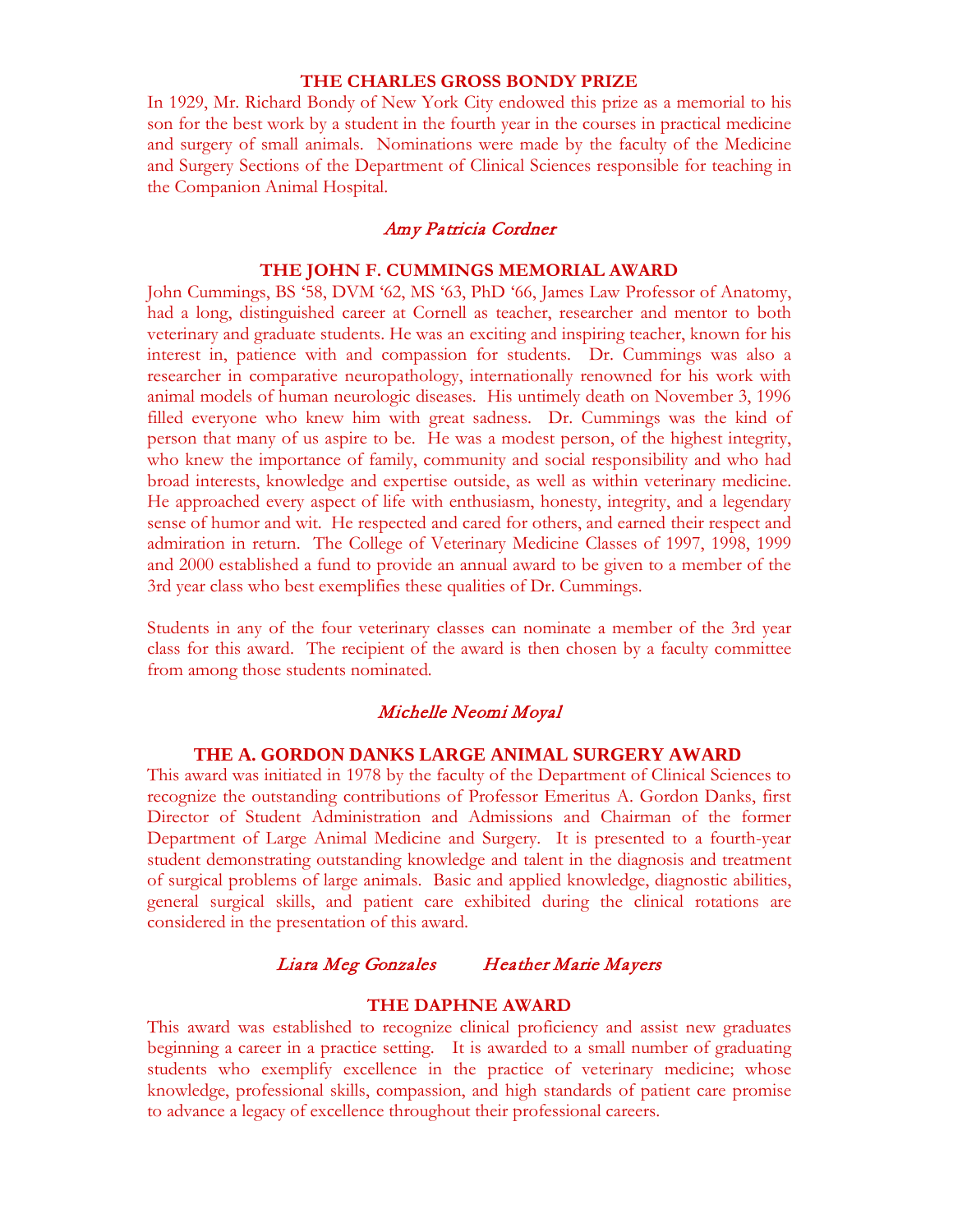## THE CHARLES GROSS BONDY PRIZE

In 1929, Mr. Richard Bondy of New York City endowed this prize as a memorial to his son for the best work by a student in the fourth year in the courses in practical medicine and surgery of small animals. Nominations were made by the faculty of the Medicine and Surgery Sections of the Department of Clinical Sciences responsible for teaching in the Companion Animal Hospital.

*Amy Patricia Cordner*

## THE JOHN F. CUMMINGS MEMORIAL AWARD

John Cummings, BS '58, DVM '62, MS '63, PhD '66, James Law Professor of Anatomy, had a long, distinguished career at Cornell as teacher, researcher and mentor to both veterinary and graduate students. He was an exciting and inspiring teacher, known for his interest in, patience with and compassion for students. Dr. Cummings was also a researcher in comparative neuropathology, internationally renowned for his work with animal models of human neurologic diseases. His untimely death on November 3, 1996 filled everyone who knew him with great sadness. Dr. Cummings was the kind of person that many of us aspire to be. He was a modest person, of the highest integrity, who knew the importance of family, community and social responsibility and who had broad interests, knowledge and expertise outside, as well as within veterinary medicine. He approached every aspect of life with enthusiasm, honesty, integrity, and a legendary sense of humor and wit. He respected and cared for others, and earned their respect and admiration in return. The College of Veterinary Medicine Classes of 1997, 1998, 1999 and 2000 established a fund to provide an annual award to be given to a member of the 3rd year class who best exemplifies these qualities of Dr. Cummings.

Students in any of the four veterinary classes can nominate a member of the 3rd year class for this award. The recipient of the award is then chosen by a faculty committee from among those students nominated.

*Michelle Neomi Moyal*

## THE A. GORDON DANKS LARGE ANIMAL SURGERY AWARD

This award was initiated in 1978 by the faculty of the Department of Clinical Sciences to recognize the outstanding contributions of Professor Emeritus A. Gordon Danks, first Director of Student Administration and Admissions and Chairman of the former Department of Large Animal Medicine and Surgery. It is presented to a fourth-year student demonstrating outstanding knowledge and talent in the diagnosis and treatment of surgical problems of large animals. Basic and applied knowledge, diagnostic abilities, general surgical skills, and patient care exhibited during the clinical rotations are considered in the presentation of this award.

*Liara Meg Gonzales* &nbsp;&nbsp;&nbsp;&nbsp; *Heather Marie Mayers*

## THE DAPHNE AWARD

This award was established to recognize clinical proficiency and assist new graduates beginning a career in a practice setting. It is awarded to a small number of graduating students who exemplify excellence in the practice of veterinary medicine; whose knowledge, professional skills, compassion, and high standards of patient care promise to advance a legacy of excellence throughout their professional careers.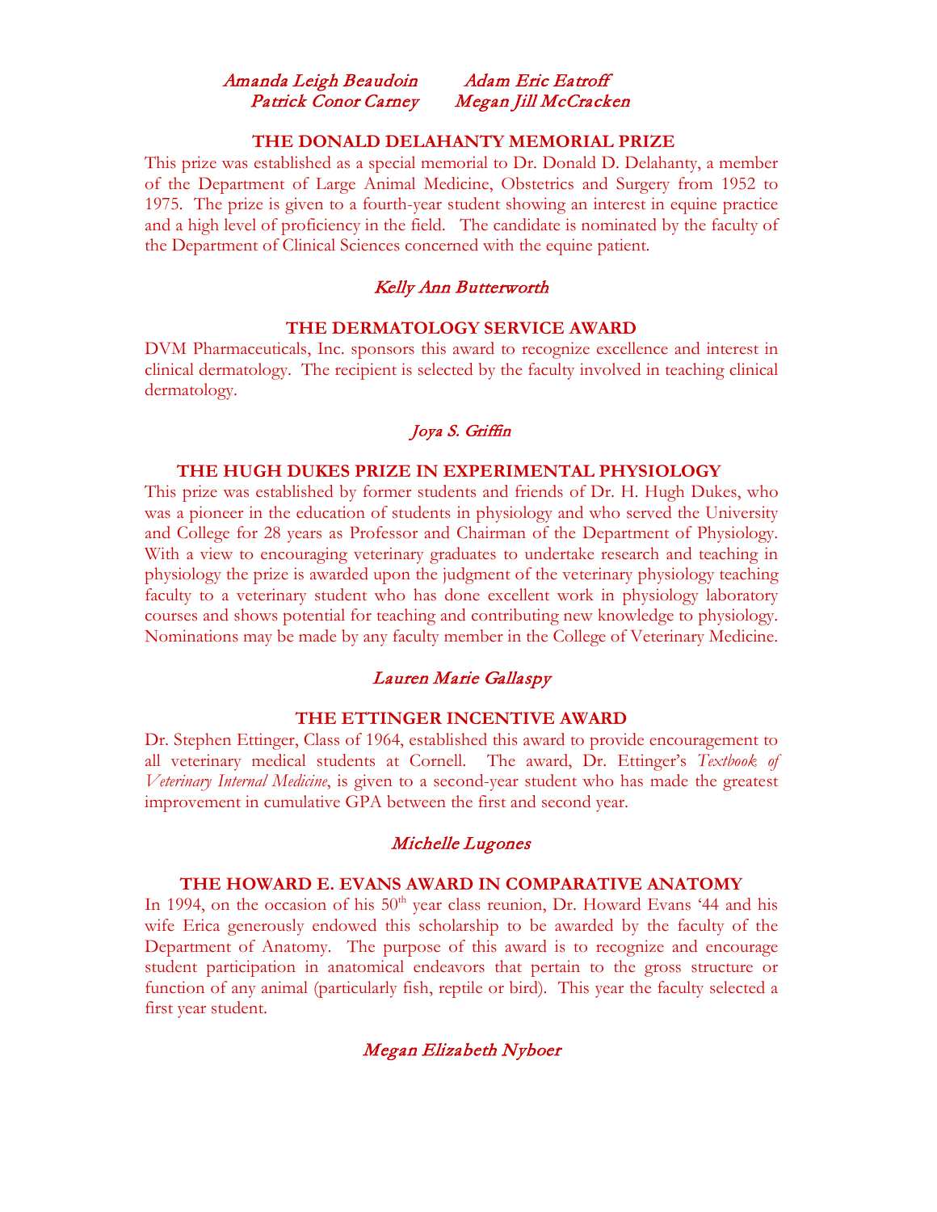*Amanda Leigh Beaudoin* *Adam Eric Eatroff*
*Patrick Conor Carney* *Megan Jill McCracken*

### THE DONALD DELAHANTY MEMORIAL PRIZE

This prize was established as a special memorial to Dr. Donald D. Delahanty, a member of the Department of Large Animal Medicine, Obstetrics and Surgery from 1952 to 1975. The prize is given to a fourth-year student showing an interest in equine practice and a high level of proficiency in the field. The candidate is nominated by the faculty of the Department of Clinical Sciences concerned with the equine patient.

*Kelly Ann Butterworth*

### THE DERMATOLOGY SERVICE AWARD

DVM Pharmaceuticals, Inc. sponsors this award to recognize excellence and interest in clinical dermatology. The recipient is selected by the faculty involved in teaching clinical dermatology.

*Joya S. Griffin*

### THE HUGH DUKES PRIZE IN EXPERIMENTAL PHYSIOLOGY

This prize was established by former students and friends of Dr. H. Hugh Dukes, who was a pioneer in the education of students in physiology and who served the University and College for 28 years as Professor and Chairman of the Department of Physiology. With a view to encouraging veterinary graduates to undertake research and teaching in physiology the prize is awarded upon the judgment of the veterinary physiology teaching faculty to a veterinary student who has done excellent work in physiology laboratory courses and shows potential for teaching and contributing new knowledge to physiology. Nominations may be made by any faculty member in the College of Veterinary Medicine.

*Lauren Marie Gallaspy*

### THE ETTINGER INCENTIVE AWARD

Dr. Stephen Ettinger, Class of 1964, established this award to provide encouragement to all veterinary medical students at Cornell. The award, Dr. Ettinger's *Textbook of Veterinary Internal Medicine*, is given to a second-year student who has made the greatest improvement in cumulative GPA between the first and second year.

*Michelle Lugones*

### THE HOWARD E. EVANS AWARD IN COMPARATIVE ANATOMY

In 1994, on the occasion of his 50th year class reunion, Dr. Howard Evans '44 and his wife Erica generously endowed this scholarship to be awarded by the faculty of the Department of Anatomy. The purpose of this award is to recognize and encourage student participation in anatomical endeavors that pertain to the gross structure or function of any animal (particularly fish, reptile or bird). This year the faculty selected a first year student.

*Megan Elizabeth Nyboer*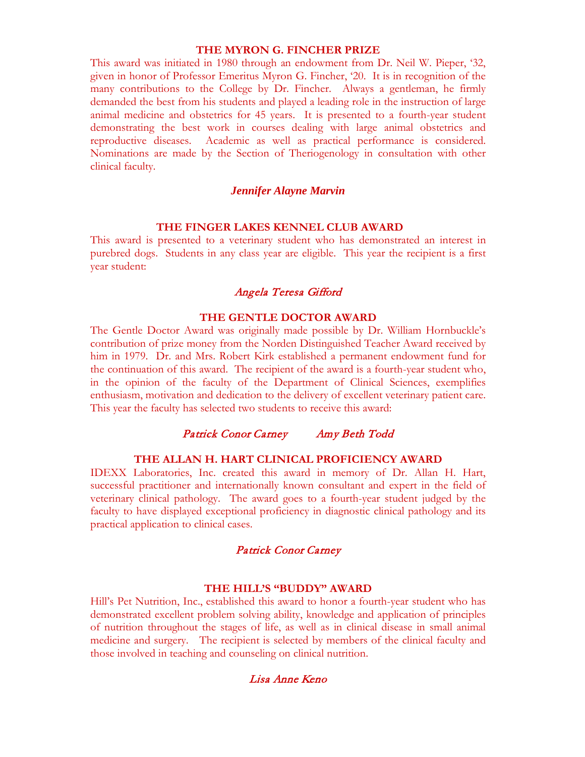### THE MYRON G. FINCHER PRIZE

This award was initiated in 1980 through an endowment from Dr. Neil W. Pieper, '32, given in honor of Professor Emeritus Myron G. Fincher, '20. It is in recognition of the many contributions to the College by Dr. Fincher. Always a gentleman, he firmly demanded the best from his students and played a leading role in the instruction of large animal medicine and obstetrics for 45 years. It is presented to a fourth-year student demonstrating the best work in courses dealing with large animal obstetrics and reproductive diseases. Academic as well as practical performance is considered. Nominations are made by the Section of Theriogenology in consultation with other clinical faculty.

***Jennifer Alayne Marvin***

### THE FINGER LAKES KENNEL CLUB AWARD

This award is presented to a veterinary student who has demonstrated an interest in purebred dogs. Students in any class year are eligible. This year the recipient is a first year student:

*Angela Teresa Gifford*

### THE GENTLE DOCTOR AWARD

The Gentle Doctor Award was originally made possible by Dr. William Hornbuckle's contribution of prize money from the Norden Distinguished Teacher Award received by him in 1979. Dr. and Mrs. Robert Kirk established a permanent endowment fund for the continuation of this award. The recipient of the award is a fourth-year student who, in the opinion of the faculty of the Department of Clinical Sciences, exemplifies enthusiasm, motivation and dedication to the delivery of excellent veterinary patient care. This year the faculty has selected two students to receive this award:

*Patrick Conor Carney* *Amy Beth Todd*

### THE ALLAN H. HART CLINICAL PROFICIENCY AWARD

IDEXX Laboratories, Inc. created this award in memory of Dr. Allan H. Hart, successful practitioner and internationally known consultant and expert in the field of veterinary clinical pathology. The award goes to a fourth-year student judged by the faculty to have displayed exceptional proficiency in diagnostic clinical pathology and its practical application to clinical cases.

*Patrick Conor Carney*

### THE HILL'S "BUDDY" AWARD

Hill's Pet Nutrition, Inc., established this award to honor a fourth-year student who has demonstrated excellent problem solving ability, knowledge and application of principles of nutrition throughout the stages of life, as well as in clinical disease in small animal medicine and surgery. The recipient is selected by members of the clinical faculty and those involved in teaching and counseling on clinical nutrition.

*Lisa Anne Keno*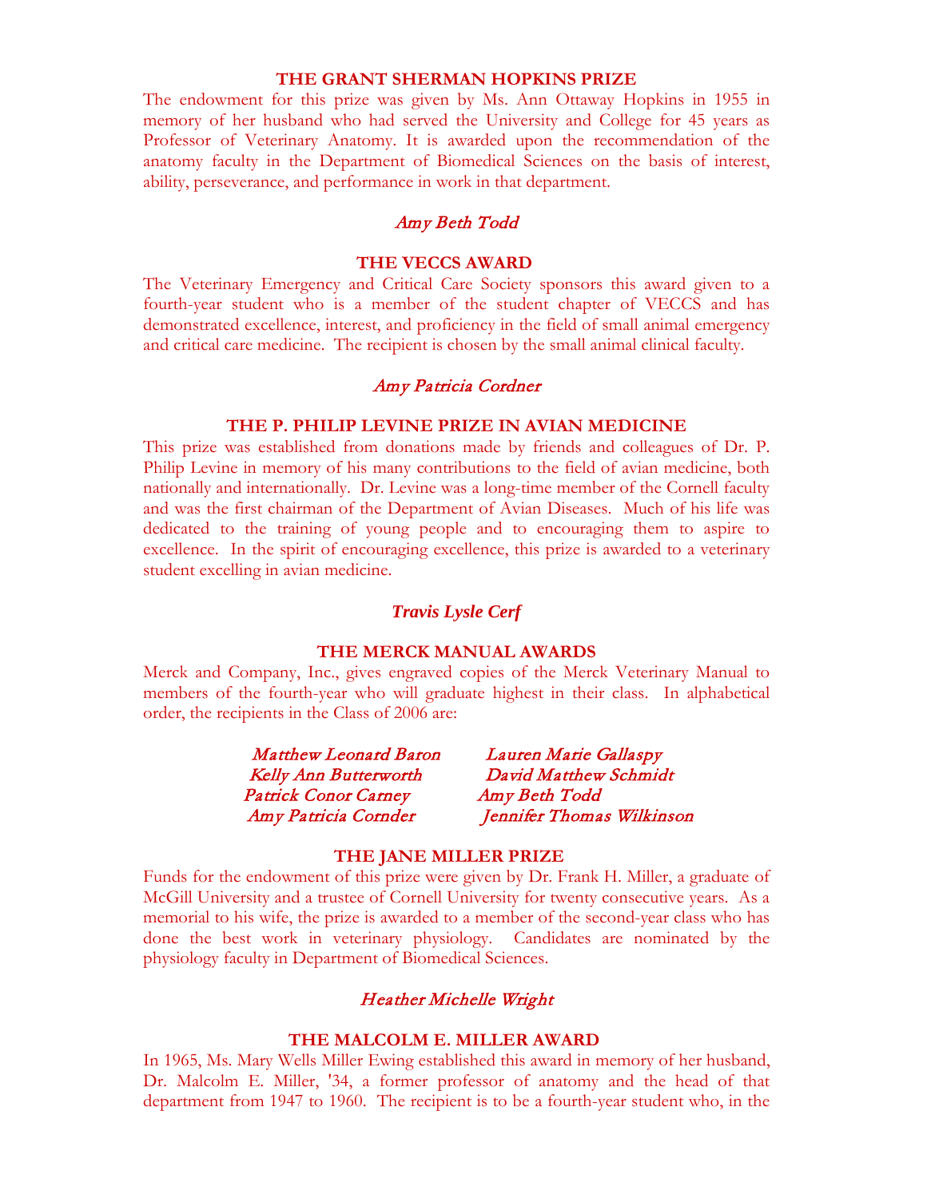### THE GRANT SHERMAN HOPKINS PRIZE

The endowment for this prize was given by Ms. Ann Ottaway Hopkins in 1955 in memory of her husband who had served the University and College for 45 years as Professor of Veterinary Anatomy. It is awarded upon the recommendation of the anatomy faculty in the Department of Biomedical Sciences on the basis of interest, ability, perseverance, and performance in work in that department.

*Amy Beth Todd*

### THE VECCS AWARD

The Veterinary Emergency and Critical Care Society sponsors this award given to a fourth-year student who is a member of the student chapter of VECCS and has demonstrated excellence, interest, and proficiency in the field of small animal emergency and critical care medicine. The recipient is chosen by the small animal clinical faculty.

*Amy Patricia Cordner*

### THE P. PHILIP LEVINE PRIZE IN AVIAN MEDICINE

This prize was established from donations made by friends and colleagues of Dr. P. Philip Levine in memory of his many contributions to the field of avian medicine, both nationally and internationally. Dr. Levine was a long-time member of the Cornell faculty and was the first chairman of the Department of Avian Diseases. Much of his life was dedicated to the training of young people and to encouraging them to aspire to excellence. In the spirit of encouraging excellence, this prize is awarded to a veterinary student excelling in avian medicine.

*Travis Lysle Cerf*

### THE MERCK MANUAL AWARDS

Merck and Company, Inc., gives engraved copies of the Merck Veterinary Manual to members of the fourth-year who will graduate highest in their class. In alphabetical order, the recipients in the Class of 2006 are:

*Matthew Leonard Baron*
*Kelly Ann Butterworth*
*Patrick Conor Carney*
*Amy Patricia Cornder*
*Lauren Marie Gallaspy*
*David Matthew Schmidt*
*Amy Beth Todd*
*Jennifer Thomas Wilkinson*

### THE JANE MILLER PRIZE

Funds for the endowment of this prize were given by Dr. Frank H. Miller, a graduate of McGill University and a trustee of Cornell University for twenty consecutive years. As a memorial to his wife, the prize is awarded to a member of the second-year class who has done the best work in veterinary physiology. Candidates are nominated by the physiology faculty in Department of Biomedical Sciences.

*Heather Michelle Wright*

### THE MALCOLM E. MILLER AWARD

In 1965, Ms. Mary Wells Miller Ewing established this award in memory of her husband, Dr. Malcolm E. Miller, '34, a former professor of anatomy and the head of that department from 1947 to 1960. The recipient is to be a fourth-year student who, in the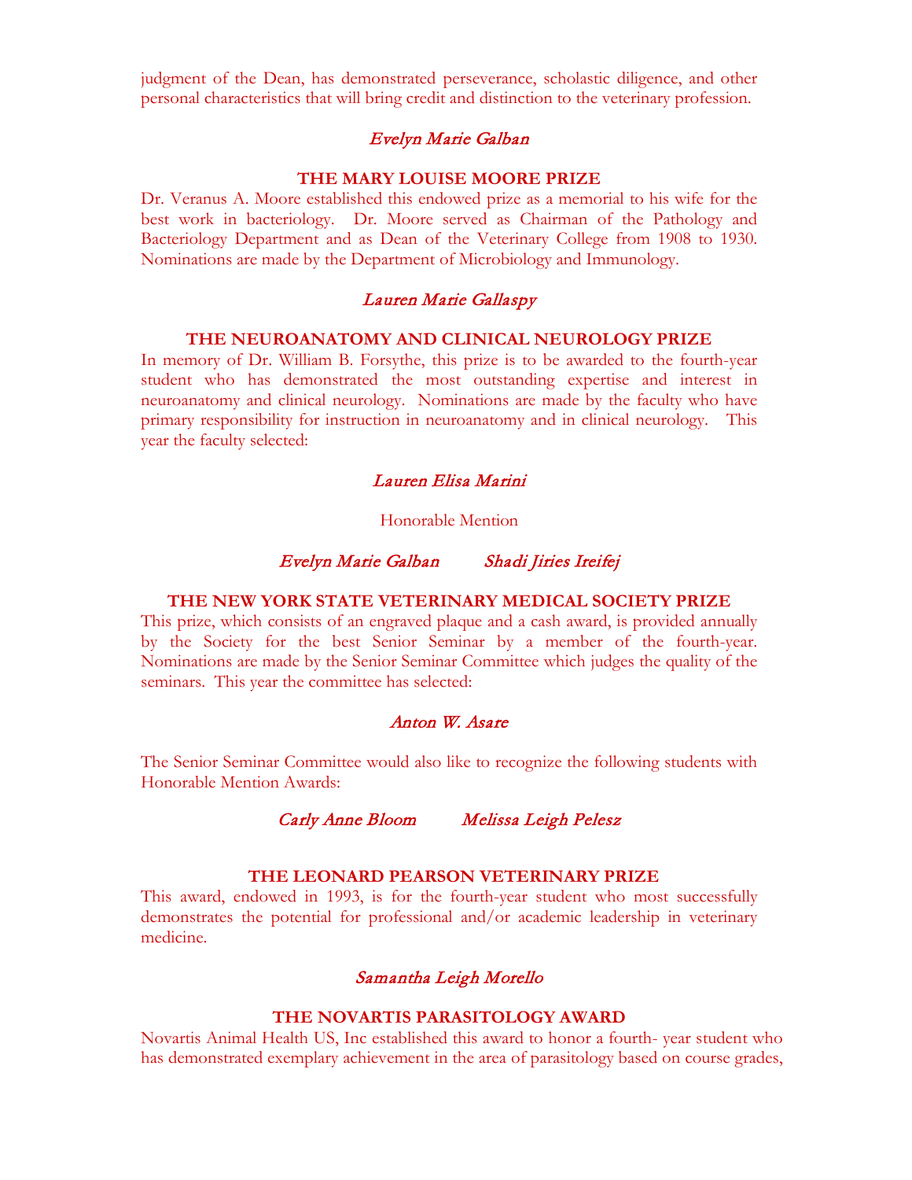judgment of the Dean, has demonstrated perseverance, scholastic diligence, and other personal characteristics that will bring credit and distinction to the veterinary profession.

*Evelyn Marie Galban*

### THE MARY LOUISE MOORE PRIZE

Dr. Veranus A. Moore established this endowed prize as a memorial to his wife for the best work in bacteriology. Dr. Moore served as Chairman of the Pathology and Bacteriology Department and as Dean of the Veterinary College from 1908 to 1930. Nominations are made by the Department of Microbiology and Immunology.

*Lauren Marie Gallaspy*

### THE NEUROANATOMY AND CLINICAL NEUROLOGY PRIZE

In memory of Dr. William B. Forsythe, this prize is to be awarded to the fourth-year student who has demonstrated the most outstanding expertise and interest in neuroanatomy and clinical neurology. Nominations are made by the faculty who have primary responsibility for instruction in neuroanatomy and in clinical neurology. This year the faculty selected:

*Lauren Elisa Marini*

Honorable Mention

*Evelyn Marie Galban*     *Shadi Jiries Ireifej*

### THE NEW YORK STATE VETERINARY MEDICAL SOCIETY PRIZE

This prize, which consists of an engraved plaque and a cash award, is provided annually by the Society for the best Senior Seminar by a member of the fourth-year. Nominations are made by the Senior Seminar Committee which judges the quality of the seminars. This year the committee has selected:

*Anton W. Asare*

The Senior Seminar Committee would also like to recognize the following students with Honorable Mention Awards:

*Carly Anne Bloom*     *Melissa Leigh Pelesz*

### THE LEONARD PEARSON VETERINARY PRIZE

This award, endowed in 1993, is for the fourth-year student who most successfully demonstrates the potential for professional and/or academic leadership in veterinary medicine.

*Samantha Leigh Morello*

### THE NOVARTIS PARASITOLOGY AWARD

Novartis Animal Health US, Inc established this award to honor a fourth- year student who has demonstrated exemplary achievement in the area of parasitology based on course grades,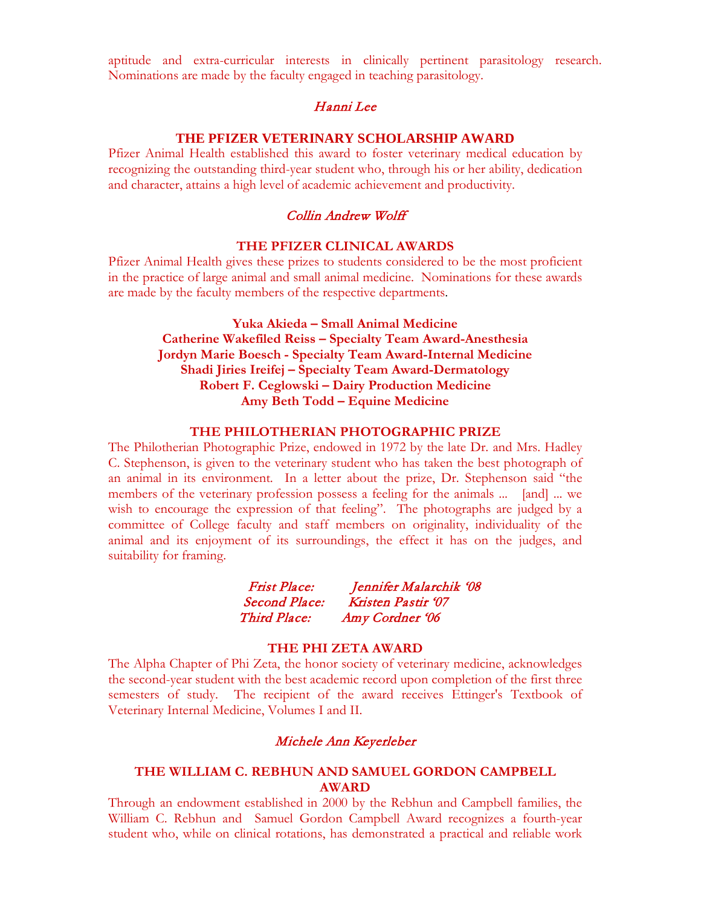aptitude and extra-curricular interests in clinically pertinent parasitology research. Nominations are made by the faculty engaged in teaching parasitology.

*Hanni Lee*

### THE PFIZER VETERINARY SCHOLARSHIP AWARD

Pfizer Animal Health established this award to foster veterinary medical education by recognizing the outstanding third-year student who, through his or her ability, dedication and character, attains a high level of academic achievement and productivity.

*Collin Andrew Wolff*

### THE PFIZER CLINICAL AWARDS

Pfizer Animal Health gives these prizes to students considered to be the most proficient in the practice of large animal and small animal medicine. Nominations for these awards are made by the faculty members of the respective departments.

**Yuka Akieda – Small Animal Medicine**
**Catherine Wakefiled Reiss – Specialty Team Award-Anesthesia**
**Jordyn Marie Boesch - Specialty Team Award-Internal Medicine**
**Shadi Jiries Ireifej – Specialty Team Award-Dermatology**
**Robert F. Ceglowski – Dairy Production Medicine**
**Amy Beth Todd – Equine Medicine**

### THE PHILOTHERIAN PHOTOGRAPHIC PRIZE

The Philotherian Photographic Prize, endowed in 1972 by the late Dr. and Mrs. Hadley C. Stephenson, is given to the veterinary student who has taken the best photograph of an animal in its environment. In a letter about the prize, Dr. Stephenson said "the members of the veterinary profession possess a feeling for the animals ... [and] ... we wish to encourage the expression of that feeling". The photographs are judged by a committee of College faculty and staff members on originality, individuality of the animal and its enjoyment of its surroundings, the effect it has on the judges, and suitability for framing.

*Frist Place: Jennifer Malarchik '08*
*Second Place: Kristen Pastir '07*
*Third Place: Amy Cordner '06*

### THE PHI ZETA AWARD

The Alpha Chapter of Phi Zeta, the honor society of veterinary medicine, acknowledges the second-year student with the best academic record upon completion of the first three semesters of study. The recipient of the award receives Ettinger's Textbook of Veterinary Internal Medicine, Volumes I and II.

*Michele Ann Keyerleber*

### THE WILLIAM C. REBHUN AND SAMUEL GORDON CAMPBELL AWARD

Through an endowment established in 2000 by the Rebhun and Campbell families, the William C. Rebhun and Samuel Gordon Campbell Award recognizes a fourth-year student who, while on clinical rotations, has demonstrated a practical and reliable work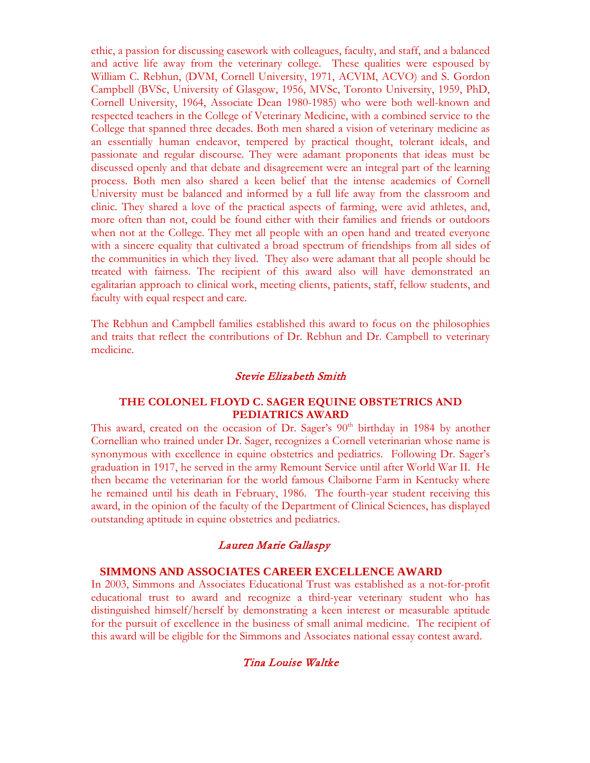ethic, a passion for discussing casework with colleagues, faculty, and staff, and a balanced and active life away from the veterinary college. These qualities were espoused by William C. Rebhun, (DVM, Cornell University, 1971, ACVIM, ACVO) and S. Gordon Campbell (BVSc, University of Glasgow, 1956, MVSc, Toronto University, 1959, PhD, Cornell University, 1964, Associate Dean 1980-1985) who were both well-known and respected teachers in the College of Veterinary Medicine, with a combined service to the College that spanned three decades. Both men shared a vision of veterinary medicine as an essentially human endeavor, tempered by practical thought, tolerant ideals, and passionate and regular discourse. They were adamant proponents that ideas must be discussed openly and that debate and disagreement were an integral part of the learning process. Both men also shared a keen belief that the intense academics of Cornell University must be balanced and informed by a full life away from the classroom and clinic. They shared a love of the practical aspects of farming, were avid athletes, and, more often than not, could be found either with their families and friends or outdoors when not at the College. They met all people with an open hand and treated everyone with a sincere equality that cultivated a broad spectrum of friendships from all sides of the communities in which they lived. They also were adamant that all people should be treated with fairness. The recipient of this award also will have demonstrated an egalitarian approach to clinical work, meeting clients, patients, staff, fellow students, and faculty with equal respect and care.

The Rebhun and Campbell families established this award to focus on the philosophies and traits that reflect the contributions of Dr. Rebhun and Dr. Campbell to veterinary medicine.

*Stevie Elizabeth Smith*

**THE COLONEL FLOYD C. SAGER EQUINE OBSTETRICS AND PEDIATRICS AWARD**

This award, created on the occasion of Dr. Sager's 90th birthday in 1984 by another Cornellian who trained under Dr. Sager, recognizes a Cornell veterinarian whose name is synonymous with excellence in equine obstetrics and pediatrics. Following Dr. Sager's graduation in 1917, he served in the army Remount Service until after World War II. He then became the veterinarian for the world famous Claiborne Farm in Kentucky where he remained until his death in February, 1986. The fourth-year student receiving this award, in the opinion of the faculty of the Department of Clinical Sciences, has displayed outstanding aptitude in equine obstetrics and pediatrics.

*Lauren Marie Gallaspy*

**SIMMONS AND ASSOCIATES CAREER EXCELLENCE AWARD**

In 2003, Simmons and Associates Educational Trust was established as a not-for-profit educational trust to award and recognize a third-year veterinary student who has distinguished himself/herself by demonstrating a keen interest or measurable aptitude for the pursuit of excellence in the business of small animal medicine. The recipient of this award will be eligible for the Simmons and Associates national essay contest award.

*Tina Louise Waltke*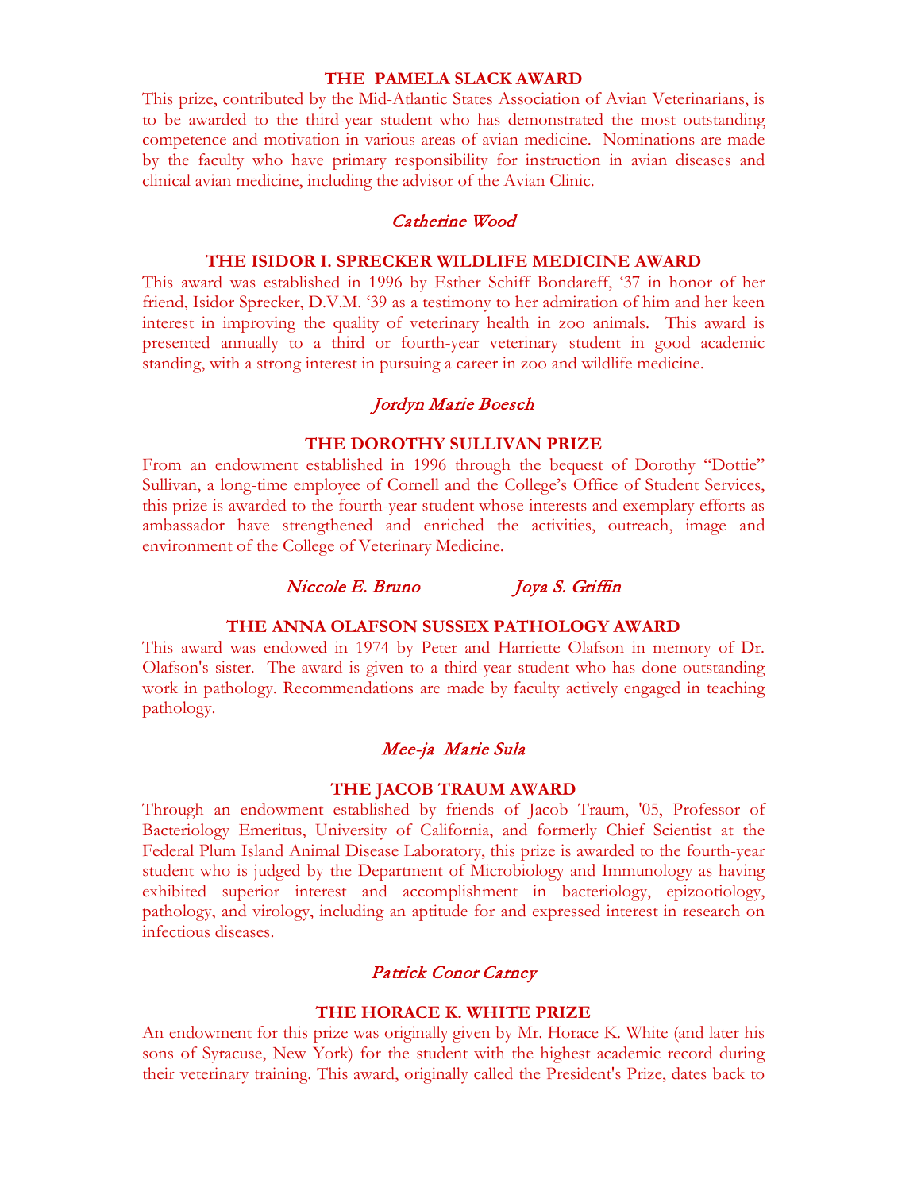### THE PAMELA SLACK AWARD

This prize, contributed by the Mid-Atlantic States Association of Avian Veterinarians, is to be awarded to the third-year student who has demonstrated the most outstanding competence and motivation in various areas of avian medicine. Nominations are made by the faculty who have primary responsibility for instruction in avian diseases and clinical avian medicine, including the advisor of the Avian Clinic.

*Catherine Wood*

### THE ISIDOR I. SPRECKER WILDLIFE MEDICINE AWARD

This award was established in 1996 by Esther Schiff Bondareff, '37 in honor of her friend, Isidor Sprecker, D.V.M. '39 as a testimony to her admiration of him and her keen interest in improving the quality of veterinary health in zoo animals. This award is presented annually to a third or fourth-year veterinary student in good academic standing, with a strong interest in pursuing a career in zoo and wildlife medicine.

*Jordyn Marie Boesch*

### THE DOROTHY SULLIVAN PRIZE

From an endowment established in 1996 through the bequest of Dorothy "Dottie" Sullivan, a long-time employee of Cornell and the College's Office of Student Services, this prize is awarded to the fourth-year student whose interests and exemplary efforts as ambassador have strengthened and enriched the activities, outreach, image and environment of the College of Veterinary Medicine.

*Niccole E. Bruno* *Joya S. Griffin*

### THE ANNA OLAFSON SUSSEX PATHOLOGY AWARD

This award was endowed in 1974 by Peter and Harriette Olafson in memory of Dr. Olafson's sister. The award is given to a third-year student who has done outstanding work in pathology. Recommendations are made by faculty actively engaged in teaching pathology.

*Mee-ja Marie Sula*

### THE JACOB TRAUM AWARD

Through an endowment established by friends of Jacob Traum, '05, Professor of Bacteriology Emeritus, University of California, and formerly Chief Scientist at the Federal Plum Island Animal Disease Laboratory, this prize is awarded to the fourth-year student who is judged by the Department of Microbiology and Immunology as having exhibited superior interest and accomplishment in bacteriology, epizootiology, pathology, and virology, including an aptitude for and expressed interest in research on infectious diseases.

*Patrick Conor Carney*

### THE HORACE K. WHITE PRIZE

An endowment for this prize was originally given by Mr. Horace K. White (and later his sons of Syracuse, New York) for the student with the highest academic record during their veterinary training. This award, originally called the President's Prize, dates back to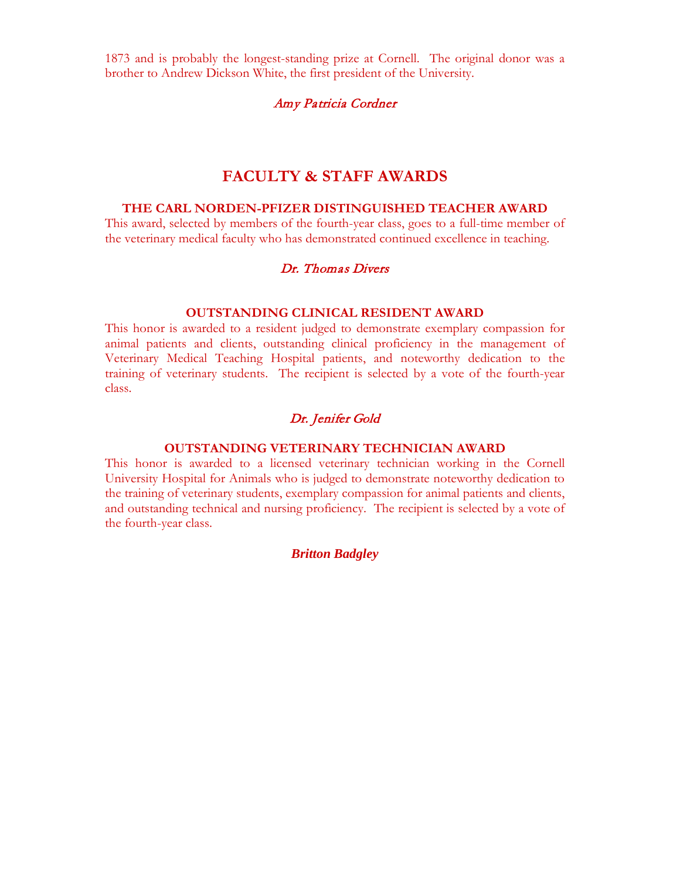1873 and is probably the longest-standing prize at Cornell. The original donor was a brother to Andrew Dickson White, the first president of the University.

*Amy Patricia Cordner*

## FACULTY & STAFF AWARDS

### THE CARL NORDEN-PFIZER DISTINGUISHED TEACHER AWARD

This award, selected by members of the fourth-year class, goes to a full-time member of the veterinary medical faculty who has demonstrated continued excellence in teaching.

*Dr. Thomas Divers*

### OUTSTANDING CLINICAL RESIDENT AWARD

This honor is awarded to a resident judged to demonstrate exemplary compassion for animal patients and clients, outstanding clinical proficiency in the management of Veterinary Medical Teaching Hospital patients, and noteworthy dedication to the training of veterinary students. The recipient is selected by a vote of the fourth-year class.

*Dr. Jenifer Gold*

### OUTSTANDING VETERINARY TECHNICIAN AWARD

This honor is awarded to a licensed veterinary technician working in the Cornell University Hospital for Animals who is judged to demonstrate noteworthy dedication to the training of veterinary students, exemplary compassion for animal patients and clients, and outstanding technical and nursing proficiency. The recipient is selected by a vote of the fourth-year class.

***Britton Badgley***